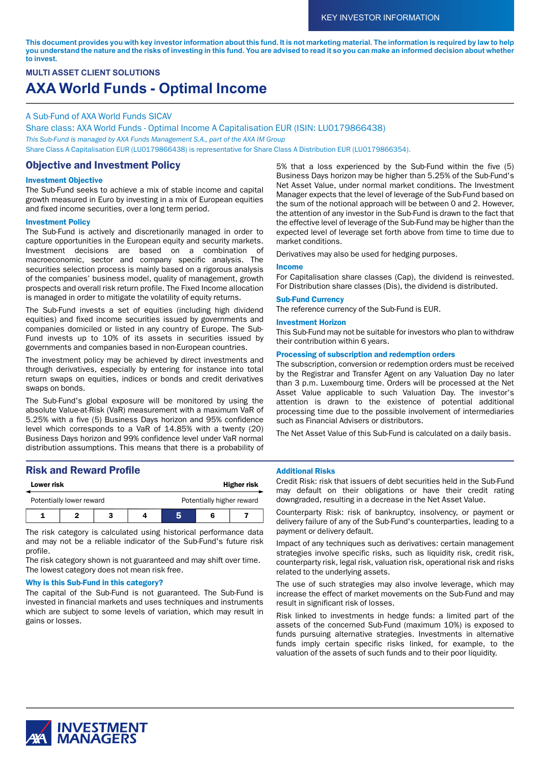KEY INVESTOR INFORMATION

**This document provides you with key investor information about this fund. It is not marketing material. The information is required by law to help you understand the nature and the risks of investing in this fund. You are advised to read it so you can make an informed decision about whether to invest.**

**MULTI ASSET CLIENT SOLUTIONS**

# AXA World Funds - Optimal Income

A Sub-Fund of AXA World Funds SICAV

Share class: AXA World Funds - Optimal Income A Capitalisation EUR (ISIN: LU0179866438)

*This Sub-Fund is managed by AXA Funds Management S.A., part of the AXA IM Group*

Share Class A Capitalisation EUR (LU0179866438) is representative for Share Class A Distribution EUR (LU0179866354).

## Objective and Investment Policy

### Investment Objective

The Sub-Fund seeks to achieve a mix of stable income and capital growth measured in Euro by investing in a mix of European equities and fixed income securities, over a long term period.

### Investment Policy

The Sub-Fund is actively and discretionarily managed in order to capture opportunities in the European equity and security markets. Investment decisions are based on a combination of macroeconomic, sector and company specific analysis. The securities selection process is mainly based on a rigorous analysis of the companies' business model, quality of management, growth prospects and overall risk return profile. The Fixed Income allocation is managed in order to mitigate the volatility of equity returns.

The Sub-Fund invests a set of equities (including high dividend equities) and fixed income securities issued by governments and companies domiciled or listed in any country of Europe. The Sub-Fund invests up to 10% of its assets in securities issued by governments and companies based in non-European countries.

The investment policy may be achieved by direct investments and through derivatives, especially by entering for instance into total return swaps on equities, indices or bonds and credit derivatives swaps on bonds.

The Sub-Fund's global exposure will be monitored by using the absolute Value-at-Risk (VaR) measurement with a maximum VaR of 5.25% with a five (5) Business Days horizon and 95% confidence level which corresponds to a VaR of 14.85% with a twenty (20) Business Days horizon and 99% confidence level under VaR normal distribution assumptions. This means that there is a probability of 5% that a loss experienced by the Sub-Fund within the five (5) Business Days horizon may be higher than 5.25% of the Sub-Fund's Net Asset Value, under normal market conditions. The Investment Manager expects that the level of leverage of the Sub-Fund based on the sum of the notional approach will be between 0 and 2. However, the attention of any investor in the Sub-Fund is drawn to the fact that the effective level of leverage of the Sub-Fund may be higher than the expected level of leverage set forth above from time to time due to market conditions.

Derivatives may also be used for hedging purposes.

### Income

For Capitalisation share classes (Cap), the dividend is reinvested. For Distribution share classes (Dis), the dividend is distributed.

### Sub-Fund Currency

The reference currency of the Sub-Fund is EUR.

### Investment Horizon

This Sub-Fund may not be suitable for investors who plan to withdraw their contribution within 6 years.

### Processing of subscription and redemption orders

The subscription, conversion or redemption orders must be received by the Registrar and Transfer Agent on any Valuation Day no later than 3 p.m. Luxembourg time. Orders will be processed at the Net Asset Value applicable to such Valuation Day. The investor's attention is drawn to the existence of potential additional processing time due to the possible involvement of intermediaries such as Financial Advisers or distributors.

The Net Asset Value of this Sub-Fund is calculated on a daily basis.

## Risk and Reward Profile

| Lower risk | | | | | | Higher risk |
|---|---|---|---|---|---|---|
| Potentially lower reward | | | | | | Potentially higher reward |
| 1 | 2 | 3 | 4 | **5** | 6 | 7 |

The risk category is calculated using historical performance data and may not be a reliable indicator of the Sub-Fund's future risk profile.
The risk category shown is not guaranteed and may shift over time.
The lowest category does not mean risk free.

### Why is this Sub-Fund in this category?

The capital of the Sub-Fund is not guaranteed. The Sub-Fund is invested in financial markets and uses techniques and instruments which are subject to some levels of variation, which may result in gains or losses.

### Additional Risks

Credit Risk: risk that issuers of debt securities held in the Sub-Fund may default on their obligations or have their credit rating downgraded, resulting in a decrease in the Net Asset Value.

Counterparty Risk: risk of bankruptcy, insolvency, or payment or delivery failure of any of the Sub-Fund's counterparties, leading to a payment or delivery default.

Impact of any techniques such as derivatives: certain management strategies involve specific risks, such as liquidity risk, credit risk, counterparty risk, legal risk, valuation risk, operational risk and risks related to the underlying assets.

The use of such strategies may also involve leverage, which may increase the effect of market movements on the Sub-Fund and may result in significant risk of losses.

Risk linked to investments in hedge funds: a limited part of the assets of the concerned Sub-Fund (maximum 10%) is exposed to funds pursuing alternative strategies. Investments in alternative funds imply certain specific risks linked, for example, to the valuation of the assets of such funds and to their poor liquidity.

AXA INVESTMENT MANAGERS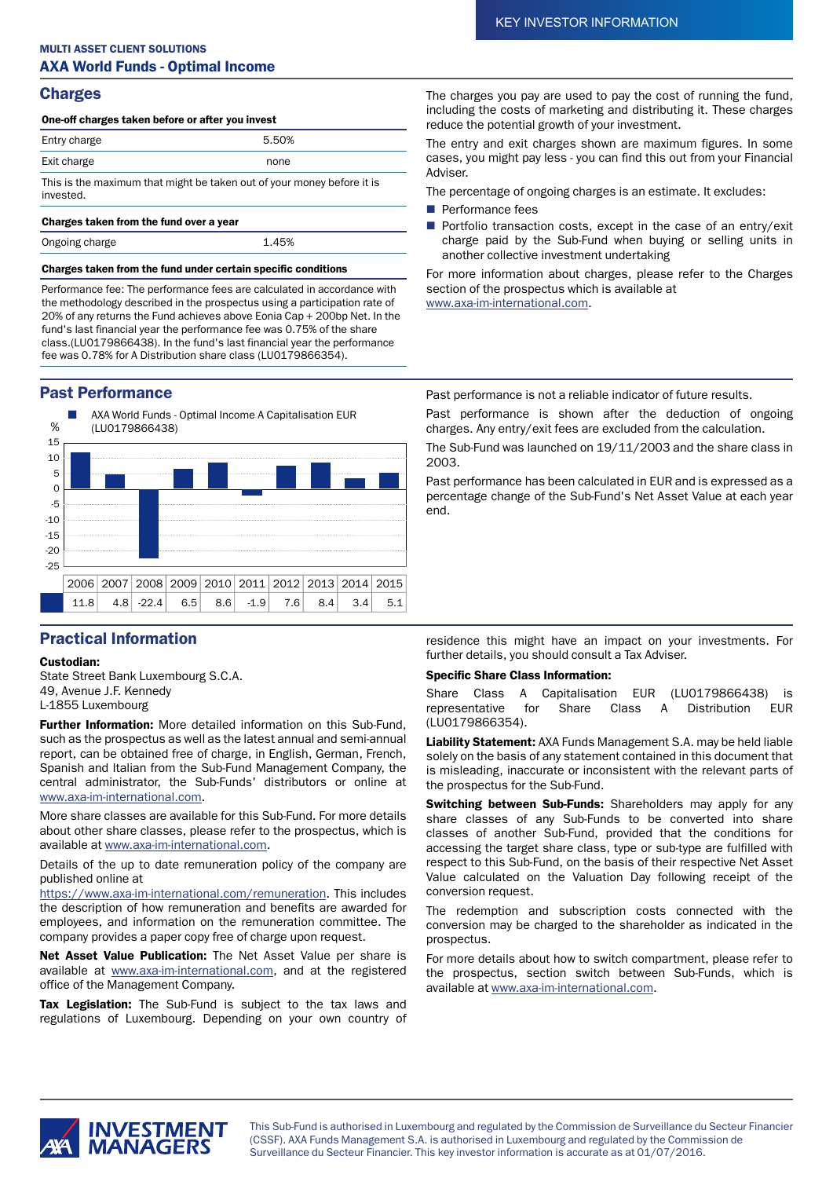## Charges

| | |
|---|---|
| **One-off charges taken before or after you invest** | |
| Entry charge | 5.50% |
| Exit charge | none |
| This is the maximum that might be taken out of your money before it is invested. | |
| **Charges taken from the fund over a year** | |
| Ongoing charge | 1.45% |
| **Charges taken from the fund under certain specific conditions** | |
| Performance fee: The performance fees are calculated in accordance with the methodology described in the prospectus using a participation rate of 20% of any returns the Fund achieves above Eonia Cap + 200bp Net. In the fund's last financial year the performance fee was 0.75% of the share class.(LU0179866438). In the fund's last financial year the performance fee was 0.78% for A Distribution share class (LU0179866354). | |

The charges you pay are used to pay the cost of running the fund, including the costs of marketing and distributing it. These charges reduce the potential growth of your investment.

The entry and exit charges shown are maximum figures. In some cases, you might pay less - you can find this out from your Financial Adviser.

The percentage of ongoing charges is an estimate. It excludes:

- Performance fees
- Portfolio transaction costs, except in the case of an entry/exit charge paid by the Sub-Fund when buying or selling units in another collective investment undertaking

For more information about charges, please refer to the Charges section of the prospectus which is available at www.axa-im-international.com.

## Past Performance

AXA World Funds - Optimal Income A Capitalisation EUR (LU0179866438)

%

15
10
5
0
-5
-10
-15
-20
-25

2006 2007 2008 2009 2010 2011 2012 2013 2014 2015

11.8 4.8 -22.4 6.5 8.6 -1.9 7.6 8.4 3.4 5.1

Past performance is not a reliable indicator of future results.

Past performance is shown after the deduction of ongoing charges. Any entry/exit fees are excluded from the calculation.

The Sub-Fund was launched on 19/11/2003 and the share class in 2003.

Past performance has been calculated in EUR and is expressed as a percentage change of the Sub-Fund's Net Asset Value at each year end.

## Practical Information

**Custodian:**
State Street Bank Luxembourg S.C.A.
49, Avenue J.F. Kennedy
L-1855 Luxembourg

**Further Information:** More detailed information on this Sub-Fund, such as the prospectus as well as the latest annual and semi-annual report, can be obtained free of charge, in English, German, French, Spanish and Italian from the Sub-Fund Management Company, the central administrator, the Sub-Funds' distributors or online at www.axa-im-international.com.

More share classes are available for this Sub-Fund. For more details about other share classes, please refer to the prospectus, which is available at www.axa-im-international.com.

Details of the up to date remuneration policy of the company are published online at https://www.axa-im-international.com/remuneration. This includes the description of how remuneration and benefits are awarded for employees, and information on the remuneration committee. The company provides a paper copy free of charge upon request.

**Net Asset Value Publication:** The Net Asset Value per share is available at www.axa-im-international.com, and at the registered office of the Management Company.

**Tax Legislation:** The Sub-Fund is subject to the tax laws and regulations of Luxembourg. Depending on your own country of residence this might have an impact on your investments. For further details, you should consult a Tax Adviser.

**Specific Share Class Information:**

Share Class A Capitalisation EUR (LU0179866438) is representative for Share Class A Distribution EUR (LU0179866354).

**Liability Statement:** AXA Funds Management S.A. may be held liable solely on the basis of any statement contained in this document that is misleading, inaccurate or inconsistent with the relevant parts of the prospectus for the Sub-Fund.

**Switching between Sub-Funds:** Shareholders may apply for any share classes of any Sub-Funds to be converted into share classes of another Sub-Fund, provided that the conditions for accessing the target share class, type or sub-type are fulfilled with respect to this Sub-Fund, on the basis of their respective Net Asset Value calculated on the Valuation Day following receipt of the conversion request.

The redemption and subscription costs connected with the conversion may be charged to the shareholder as indicated in the prospectus.

For more details about how to switch compartment, please refer to the prospectus, section switch between Sub-Funds, which is available at www.axa-im-international.com.

This Sub-Fund is authorised in Luxembourg and regulated by the Commission de Surveillance du Secteur Financier (CSSF). AXA Funds Management S.A. is authorised in Luxembourg and regulated by the Commission de Surveillance du Secteur Financier. This key investor information is accurate as at 01/07/2016.